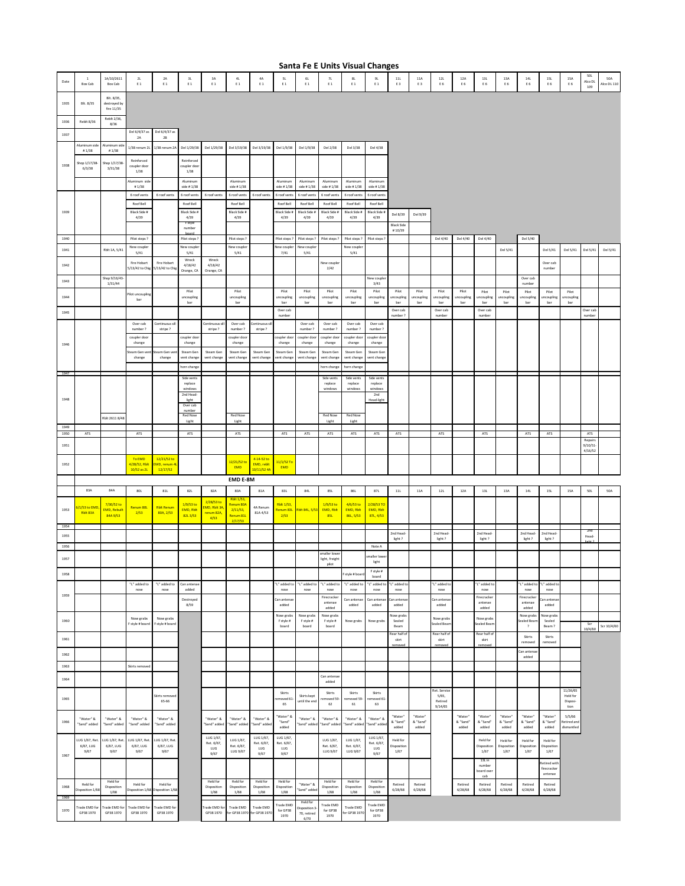# Santa Fe E Units Visual Changes

| Date | 1 Box Cab | 1A/10/2611 Box Cab | 2L E1 | 2A E1 | 3L E1 | 3A E1 | 4L E1 | 4A E1 | 5L E1 | 6L E1 | 7L E1 | 8L E1 | 9L E1 | 11L E3 | 11A E3 | 12L E6 | 12A E6 | 13L E6 | 13A E6 | 14L E6 | 15L E6 | 15A E6 | 50L Alco DL 109 | 50A Alco DL 110 |
|---|---|---|---|---|---|---|---|---|---|---|---|---|---|---|---|---|---|---|---|---|---|---|---|---|
| 1935 | Blt. 8/35 | Blt. 8/35, destroyed by fire 11/35 | | | | | | | | | | | | | | | | | | | | | | |
| 1936 | Rebit 8/36 | Rebit 2/36, 8/36 | | | | | | | | | | | | | | | | | | | | | | |
| 1937 | | | Del 6/4/37 as 2A | Del 6/4/37 as 2B | | | | | | | | | | | | | | | | | | | | |
| 1938 | Aluminum side # 1/38 | Aluminum side # 1/38 | 1/38 renum 2L | 1/38 renum 2A | Del 1/29/38 | Del 1/29/38 | Del 3/19/38 | Del 3/19/38 | Del 1/9/38 | Del 1/9/38 | Del 2/38 | Del 3/38 | Del 4/38 | | | | | | | | | | | |
| | Shop 1/17/38-6/3/38 | Shop 1/17/38-3/31/38 | Reinforced coupler door 1/38 | | Reinforced coupler door 1/38 | | | | | | | | | | | | | | | | | | | |
| | | | Aluminum side # 1/38 | | Aluminum side # 1/38 | | Aluminum side # 1/38 | | Aluminum side # 1/38 | Aluminum side # 1/38 | Aluminum side # 1/38 | Aluminum side # 1/38 | Aluminum side # 1/38 | | | | | | | | | | | |
| 1939 | | | 6 roof vents | 6 roof vents | 6 roof vents | 6 roof vents | 6 roof vents | 6 roof vents | 6 roof vents | 6 roof vents | 6 roof vents | 6 roof vents | 6 roof vents | | | | | | | | | | | |
| | | | Roof Bell | | Roof Bell | | Roof Bell | | Roof Bell | Roof Bell | Roof Bell | Roof Bell | Roof Bell | | | | | | | | | | | |
| | | | Black Side # 4/39 | | Black Side # 4/39 | | Black Side # 4/39 | | Black Side # 4/39 | Black Side # 4/39 | Black Side # 4/39 | Black Side # 4/39 | Black Side # 4/39 | Del 8/39 | Del 9/39 | | | | | | | | | |
| | | | | | F style number board | | | | | | | | | Black Side # 10/39 | | | | | | | | | | |
| 1940 | | | Pilot steps ? | | Pilot steps ? | | Pilot steps ? | | Pilot steps ? | Pilot steps ? | Pilot steps ? | Pilot steps ? | Pilot steps ? | | | Del 4/40 | Del 4/40 | Del 4/40 | | Del 5/40 | | | | |
| 1941 | | Rblt 1A, 5/41 | New coupler 5/41 | | New coupler 5/41 | | New coupler 5/41 | | New coupler 7/41 | New coupler 5/41 | | New coupler 5/41 | | | | | | | Del 5/41 | | Del 5/41 | Del 5/41 | Del 5/41 | Del 5/41 |
| 1942 | | | Fire Hobart 5/13/42 to Chg | Fire Hobart 5/13/42 to Chg | Wreck 4/18/42 Orange, CA | Wreck 4/18/42 Orange, CA | | | | | New coupler 2/42 | | | | | | | | | | Over cab number | | | |
| 1943 | | Shop 9/16/43-1/31/44 | | | | | | | | | | | New coupler 3/43 | | | | | | | Over cab number | | | | |
| 1944 | | | Pilot uncoupling bar | | Pilot uncoupling bar | | Pilot uncoupling bar | | Pilot uncoupling bar | Pilot uncoupling bar | Pilot uncoupling bar | Pilot uncoupling bar | Pilot uncoupling bar | Pilot uncoupling bar | Pilot uncoupling bar | Pilot uncoupling bar | Pilot uncoupling bar | Pilot uncoupling bar | Pilot uncoupling bar | Pilot uncoupling bar | Pilot uncoupling bar | Pilot uncoupling bar | | |
| 1945 | | | | | | | | | Over cab number | | | | | Over cab number ? | | Over cab number | | Over cab number | | | | | Over cab number | |
| 1946 | | | Over cab number ? | Continuous sill stripe ? | | Continuous sill stripe ? | Over cab number ? | Continuous sill stripe ? | | Over cab number ? | Over cab number ? | Over cab number ? | Over cab number ? | | | | | | | | | | | |
| | | | coupler door change | | coupler door change | | coupler door change | | coupler door change | coupler door change | coupler door change | coupler door change | coupler door change | | | | | | | | | | | |
| | | | Steam Gen vent change | Steam Gen vent change | Steam Gen vent change | Steam Gen vent change | Steam Gen vent change | Steam Gen vent change | Steam Gen vent change | Steam Gen vent change | Steam Gen vent change | Steam Gen vent change | Steam Gen vent change | | | | | | | | | | | |
| | | | | | horn change | | | | | | horn change | horn change | | | | | | | | | | | | |
| 1947 | | | | | | | | | | | | | | | | | | | | | | | | |
| 1948 | | | | | Side vents replace windows | | | | | | Side vents replace windows | Side vents replace windows | Side vents replace windows | | | | | | | | | | | |
| | | | | | 2nd Head-light | | | | | | | | 2nd Head-light | | | | | | | | | | | |
| | | | | | Over cab number | | | | | | | | | | | | | | | | | | | |
| | | | | | Red Nose Light | | Red Nose Light | | | | Red Nose Light | Red Nose Light | | | | | | | | | | | | |
| | | Rblt 2611 8/48 | | | | | | | | | | | | | | | | | | | | | | |
| 1949 | | | | | | | | | | | | | | | | | | | | | | | | |
| 1950 | ATS | | ATS | | ATS | | ATS | | ATS | ATS | ATS | ATS | ATS | ATS | | ATS | | ATS | | ATS | ATS | | ATS | |
| 1951 | | | | | | | | | | | | | | | | | | | | | | | Repairs 9/10/51-4/16/52 | |
| 1952 | | | To EMD 4/28/52, Rblt 10/52 as 2L | 12/21/52 to EMD, renum 4L 12/17/52 | | | 12/21/52 to EMD | 4-14-52 to EMD, rebit 10/11/52 4A | 11/1/52 To EMD | | | | | | | | | | | | | | | |
| **EMD E-8M** | | | | | | | | | | | | | | | | | | | | | | | | |
| | 83A | 84A | 80L | 81L | 82L | 82A | 80A | 81A | 83L | 84L | 85L | 86L | 87L | 11L | 11A | 12L | 12A | 13L | 13A | 14L | 15L | 15A | 50L | 50A |
| 1953 | 6/1/53 to EMD, Rblt 83A | 7/30/52 to EMD, Rebuilt 84A 9/53 | Renum 80L 2/53 | Rblt Renum 80A, 2/53 | 1/9/53 to EMD, Rblt 82L 3/53 | 2/28/53 to EMD, Rblt 3A, renum 82A, 4/53 | Rblt 1/53, Renum 80A 2/11/53, Renum 81L 2/17/53 | 4A Renum 81A 4/53 | Rblt 1/53, Renum 83L 2/53 | Rblt 84L, 5/53 | 1/9/53 to EMD, Rblt 85L | 4/6/53 to EMD, Rblt 86L, 5/53 | 2/28/53 TO EMD, Rblt 87L, 4/53 | | | | | | | | | | | |
| 1954 | | | | | | | | | | | | | | | | | | | | | | | | |
| 1955 | | | | | | | | | | | | | | 2nd Head-light ? | | 2nd Head-light ? | | 2nd Head-light ? | | 2nd Head-light ? | 2nd Head-light ? | | 2nd Head-light ? | |
| 1956 | | | | | | | | | | | | | Note A | | | | | | | | | | | |
| 1957 | | | | | | | | | | | smaller lower light, freight pilot | | smaller lower light | | | | | | | | | | | |
| 1958 | | | | | | | | | | | | F style # board | F style # board | | | | | | | | | | | |
| 1959 | | | "L" added to nose | "L" added to nose | Can antenae added | | | | "L" added to nose | "L" added to nose | "L" added to nose | "L" added to nose | "L" added to nose | "L" added to nose | | "L" added to nose | | "L" added to nose | | "L" added to nose | "L" added to nose | | | |
| | | | | | Destroyed 8/59 | | | | Can antenae added | | Firecracker antenae added | Can antenae added | Can antenae added | Can antenae added | | Can antenae added | | Firecracker antenae added | | Firecracker antenae added | Can antenae added | | | |
| 1960 | | | Nose grabs F style # board | Nose grabs F style # board | | | | | Nose grabs F style # board | Nose grabs F style # board | Nose grabs F style # board | Nose grabs | Nose grabs | Nose grabs Sealed Beam | | Nose grabs Sealed Beam | | Nose grabs Sealed Beam | | Nose grabs Sealed Beam ? | Nose grabs Sealed Beam ? | | Scr 10/4/60 | Scr 10/4/60 |
| 1961 | | | | | | | | | | | | | | Rear half of skirt removed | | Rear half of skirt removed | | Rear half of skirt removed | | Skirts removed | Skirts removed | | | |
| 1962 | | | | | | | | | | | | | | | | | | | | Can antenae added | | | | |
| 1963 | | | Skirts removed | | | | | | | | | | | | | | | | | | | | | |
| 1964 | | | | | | | | | | | Can antenae added | | | | | | | | | | | | | |
| 1965 | | | | Skirts removed 65-66 | | | | | Skirts removed 61-65 | Skirts kept until the end | Skirts removed 59-62 | Skirts removed 59-61 | Skirts removed 61-63 | | | Ret. Service 5/65, Retired 9/14/65 | | | | | | 11/26/65 Held for Disposition | | |
| 1966 | "Water" & "Sand" added | "Water" & "Sand" added | "Water" & "Sand" added | "Water" & "Sand" added | | "Water" & "Sand" added | "Water" & "Sand" added | "Water" & "Sand" added | "Water" & "Sand" added | "Water" & "Sand" added | "Water" & "Sand" added | "Water" & "Sand" added | "Water" & "Sand" added | "Water" & "Sand" added | "Water" & "Sand" added | | "Water" & "Sand" added | "Water" & "Sand" added | "Water" & "Sand" added | "Water" & "Sand" added | "Water" & "Sand" added | 5/5/66 Retired and dismantled | | |
| 1967 | LUG 1/67, Ret. 6/67, LUG 9/67 | LUG 1/67, Ret. 6/67, LUG 9/67 | LUG 1/67, Ret. 6/67, LUG 9/67 | LUG 1/67, Ret. 6/67, LUG 9/67 | | LUG 1/67, Ret. 6/67, LUG 9/67 | LUG 1/67, Ret. 6/67, LUG 9/67 | LUG 1/67, Ret. 6/67, LUG 9/67 | LUG 1/67, Ret. 6/67, LUG 9/67 | | LUG 1/67, Ret. 6/67, LUG 9/67 | LUG 1/67, Ret. 6/67, LUG 9/67 | LUG 1/67, Ret. 6/67, LUG 9/67 | Held for Disposition 1/67 | | | | Held for Disposition 1/67 | Held for Disposition 1/67 | Held for Disposition 1/67 | Held for Disposition 1/67 | | | |
| | | | | | | | | | | | | | | | | | | 13L in number board over cab | | | Retired with firecracker antenae | | | |
| 1968 | Held for Disposition 1/68 | Held for Disposition 1/68 | Held for Disposition 1/68 | Held for Disposition 1/68 | | Held for Disposition 1/68 | Held for Disposition 1/68 | Held for Disposition 1/68 | Held for Disposition 1/68 | "Water" & "Sand" added | Held for Disposition 1/68 | Held for Disposition 1/68 | Held for Disposition 1/68 | Retired 6/28/68 | Retired 6/28/68 | | Retired 6/28/68 | Retired 6/28/68 | Retired 6/28/68 | Retired 6/28/68 | Retired 6/28/68 | | | |
| 1969 | | | | | | | | | | | | | | | | | | | | | | | | |
| 1970 | Trade EMD for GP38 1970 | Trade EMD for GP38 1970 | Trade EMD for GP38 1970 | Trade EMD for GP38 1970 | | Trade EMD for GP38 1970 | Trade EMD for GP38 1970 | Trade EMD for GP38 1970 | Trade EMD for GP38 1970 | Held for Disposition 3-70, retired 6/70 | Trade EMD for GP38 1970 | Trade EMD for GP38 1970 | Trade EMD for GP38 1970 | | | | | | | | | | | |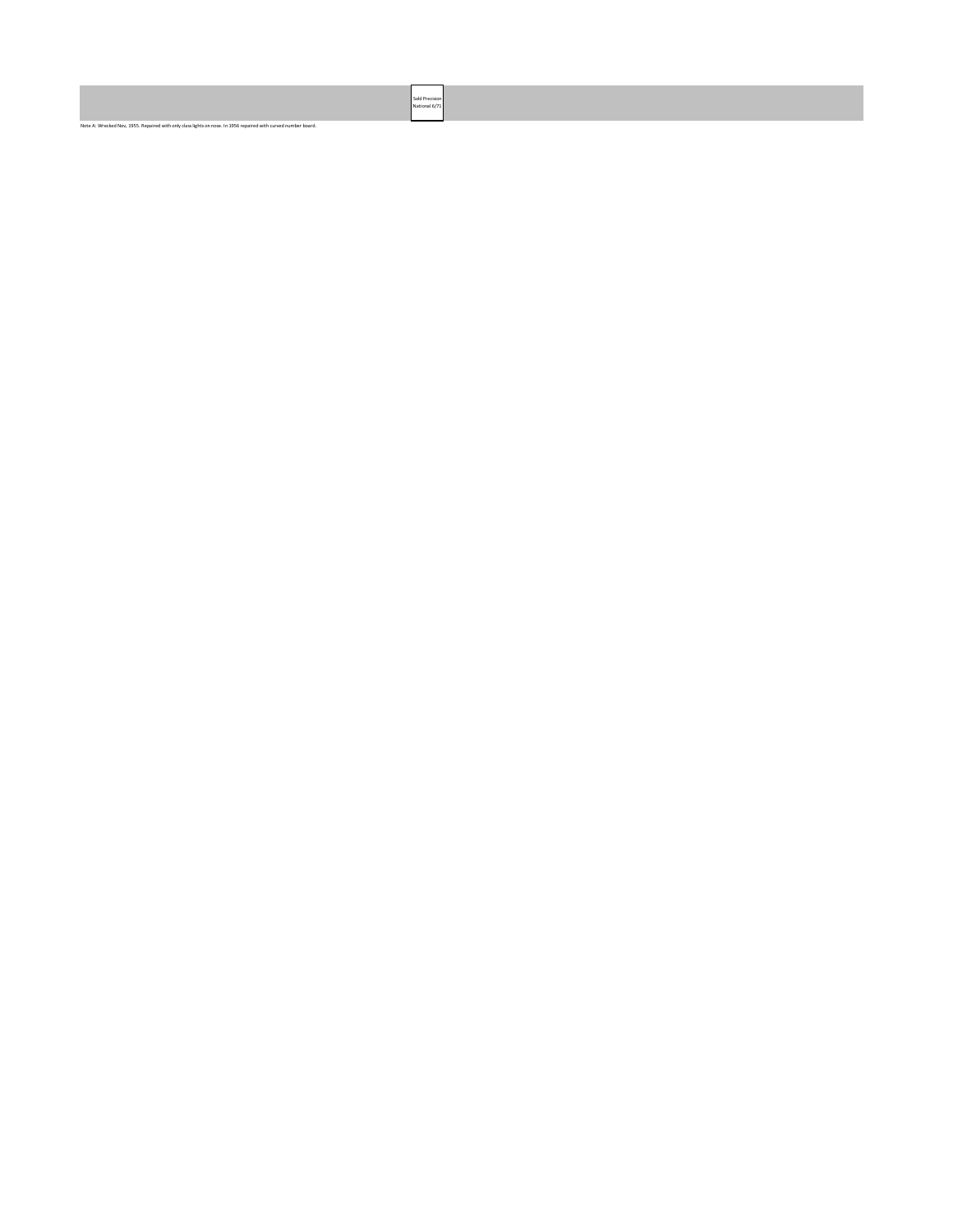| | | |
|---|---|---|
| | Sold Precision National 6/71 | |

Note A: Wrecked Nov, 1955. Repaired with only class lights on nose. In 1956 repaired with curved number board.